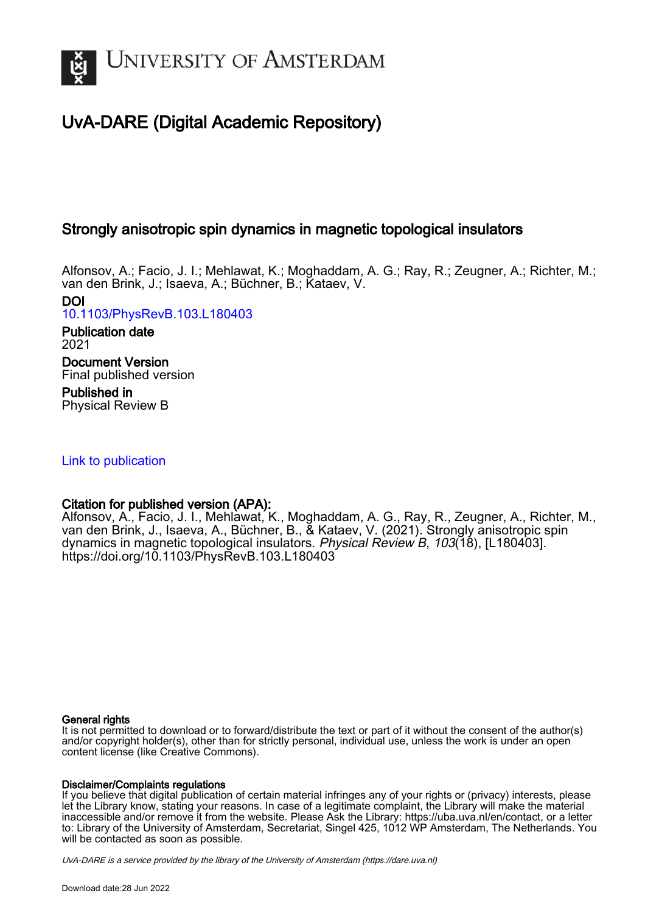# UvA-DARE (Digital Academic Repository)

## Strongly anisotropic spin dynamics in magnetic topological insulators

Alfonsov, A.; Facio, J. I.; Mehlawat, K.; Moghaddam, A. G.; Ray, R.; Zeugner, A.; Richter, M.; van den Brink, J.; Isaeva, A.; Büchner, B.; Kataev, V.

**DOI**
10.1103/PhysRevB.103.L180403

**Publication date**
2021

**Document Version**
Final published version

**Published in**
Physical Review B

Link to publication

**Citation for published version (APA):**
Alfonsov, A., Facio, J. I., Mehlawat, K., Moghaddam, A. G., Ray, R., Zeugner, A., Richter, M., van den Brink, J., Isaeva, A., Büchner, B., & Kataev, V. (2021). Strongly anisotropic spin dynamics in magnetic topological insulators. *Physical Review B*, *103*(18), [L180403]. https://doi.org/10.1103/PhysRevB.103.L180403

**General rights**
It is not permitted to download or to forward/distribute the text or part of it without the consent of the author(s) and/or copyright holder(s), other than for strictly personal, individual use, unless the work is under an open content license (like Creative Commons).

**Disclaimer/Complaints regulations**
If you believe that digital publication of certain material infringes any of your rights or (privacy) interests, please let the Library know, stating your reasons. In case of a legitimate complaint, the Library will make the material inaccessible and/or remove it from the website. Please Ask the Library: https://uba.uva.nl/en/contact, or a letter to: Library of the University of Amsterdam, Secretariat, Singel 425, 1012 WP Amsterdam, The Netherlands. You will be contacted as soon as possible.

UvA-DARE is a service provided by the library of the University of Amsterdam (https://dare.uva.nl)

Download date:28 Jun 2022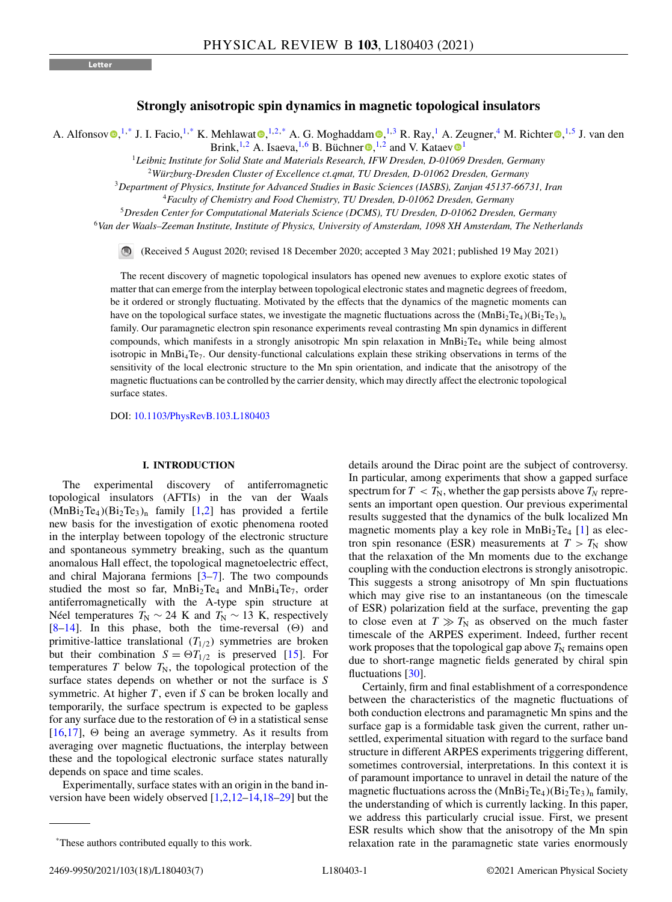# Strongly anisotropic spin dynamics in magnetic topological insulators

A. Alfonsov,[1,*] J. I. Facio,[1,*] K. Mehlawat,[1,2,*] A. G. Moghaddam,[1,3] R. Ray,[1] A. Zeugner,[4] M. Richter,[1,5] J. van den Brink,[1,2] A. Isaeva,[1,6] B. Büchner,[1,2] and V. Kataev[1]

[1]*Leibniz Institute for Solid State and Materials Research, IFW Dresden, D-01069 Dresden, Germany*
[2]*Würzburg-Dresden Cluster of Excellence ct.qmat, TU Dresden, D-01062 Dresden, Germany*
[3]*Department of Physics, Institute for Advanced Studies in Basic Sciences (IASBS), Zanjan 45137-66731, Iran*
[4]*Faculty of Chemistry and Food Chemistry, TU Dresden, D-01062 Dresden, Germany*
[5]*Dresden Center for Computational Materials Science (DCMS), TU Dresden, D-01062 Dresden, Germany*
[6]*Van der Waals–Zeeman Institute, Institute of Physics, University of Amsterdam, 1098 XH Amsterdam, The Netherlands*

(Received 5 August 2020; revised 18 December 2020; accepted 3 May 2021; published 19 May 2021)

The recent discovery of magnetic topological insulators has opened new avenues to explore exotic states of matter that can emerge from the interplay between topological electronic states and magnetic degrees of freedom, be it ordered or strongly fluctuating. Motivated by the effects that the dynamics of the magnetic moments can have on the topological surface states, we investigate the magnetic fluctuations across the $(MnBi_2Te_4)(Bi_2Te_3)_n$ family. Our paramagnetic electron spin resonance experiments reveal contrasting Mn spin dynamics in different compounds, which manifests in a strongly anisotropic Mn spin relaxation in $MnBi_2Te_4$ while being almost isotropic in $MnBi_4Te_7$. Our density-functional calculations explain these striking observations in terms of the sensitivity of the local electronic structure to the Mn spin orientation, and indicate that the anisotropy of the magnetic fluctuations can be controlled by the carrier density, which may directly affect the electronic topological surface states.

DOI: 10.1103/PhysRevB.103.L180403

## I. INTRODUCTION

The experimental discovery of antiferromagnetic topological insulators (AFTIs) in the van der Waals $(MnBi_2Te_4)(Bi_2Te_3)_n$ family [1,2] has provided a fertile new basis for the investigation of exotic phenomena rooted in the interplay between topology of the electronic structure and spontaneous symmetry breaking, such as the quantum anomalous Hall effect, the topological magnetoelectric effect, and chiral Majorana fermions [3–7]. The two compounds studied the most so far, $MnBi_2Te_4$ and $MnBi_4Te_7$, order antiferromagnetically with the A-type spin structure at Néel temperatures $T_N \sim 24$ K and $T_N \sim 13$ K, respectively [8–14]. In this phase, both the time-reversal ($\Theta$) and primitive-lattice translational ($T_{1/2}$) symmetries are broken but their combination $S = \Theta T_{1/2}$ is preserved [15]. For temperatures $T$ below $T_N$, the topological protection of the surface states depends on whether or not the surface is $S$ symmetric. At higher $T$, even if $S$ can be broken locally and temporarily, the surface spectrum is expected to be gapless for any surface due to the restoration of $\Theta$ in a statistical sense [16,17], $\Theta$ being an average symmetry. As it results from averaging over magnetic fluctuations, the interplay between these and the topological electronic surface states naturally depends on space and time scales.

Experimentally, surface states with an origin in the band inversion have been widely observed [1,2,12–14,18–29] but the details around the Dirac point are the subject of controversy. In particular, among experiments that show a gapped surface spectrum for $T < T_N$, whether the gap persists above $T_N$ represents an important open question. Our previous experimental results suggested that the dynamics of the bulk localized Mn magnetic moments play a key role in $MnBi_2Te_4$ [1] as electron spin resonance (ESR) measurements at $T > T_N$ show that the relaxation of the Mn moments due to the exchange coupling with the conduction electrons is strongly anisotropic. This suggests a strong anisotropy of Mn spin fluctuations which may give rise to an instantaneous (on the timescale of ESR) polarization field at the surface, preventing the gap to close even at $T \gg T_N$ as observed on the much faster timescale of the ARPES experiment. Indeed, further recent work proposes that the topological gap above $T_N$ remains open due to short-range magnetic fields generated by chiral spin fluctuations [30].

Certainly, firm and final establishment of a correspondence between the characteristics of the magnetic fluctuations of both conduction electrons and paramagnetic Mn spins and the surface gap is a formidable task given the current, rather unsettled, experimental situation with regard to the surface band structure in different ARPES experiments triggering different, sometimes controversial, interpretations. In this context it is of paramount importance to unravel in detail the nature of the magnetic fluctuations across the $(MnBi_2Te_4)(Bi_2Te_3)_n$ family, the understanding of which is currently lacking. In this paper, we address this particularly crucial issue. First, we present ESR results which show that the anisotropy of the Mn spin relaxation rate in the paramagnetic state varies enormously

*These authors contributed equally to this work.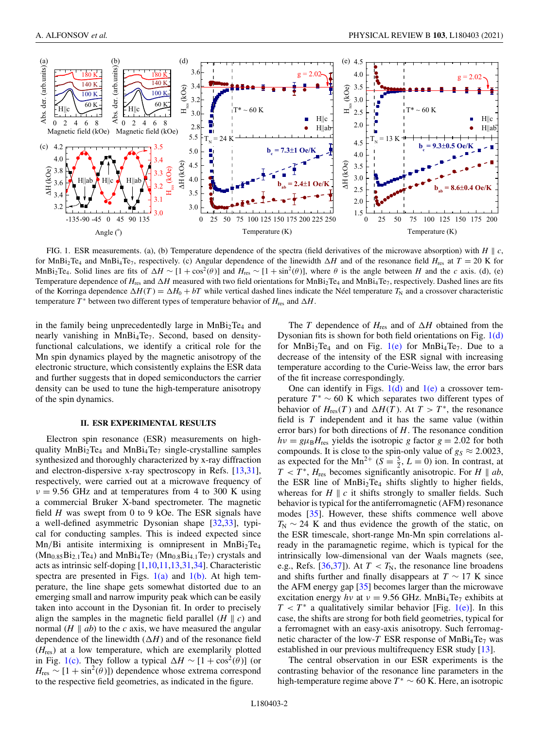FIG. 1. ESR measurements. (a), (b) Temperature dependence of the spectra (field derivatives of the microwave absorption) with $H \parallel c$, for $MnBi_2Te_4$ and $MnBi_4Te_7$, respectively. (c) Angular dependence of the linewidth $\Delta H$ and of the resonance field $H_{res}$ at $T = 20$ K for $MnBi_2Te_4$. Solid lines are fits of $\Delta H \sim [1 + \cos^2(\theta)]$ and $H_{res} \sim [1 + \sin^2(\theta)]$, where $\theta$ is the angle between $H$ and the $c$ axis. (d), (e) Temperature dependence of $H_{res}$ and $\Delta H$ measured with two field orientations for $MnBi_2Te_4$ and $MnBi_4Te_7$, respectively. Dashed lines are fits of the Korringa dependence $\Delta H(T) = \Delta H_0 + bT$ while vertical dashed lines indicate the Néel temperature $T_N$ and a crossover characteristic temperature $T^*$ between two different types of temperature behavior of $H_{res}$ and $\Delta H$.

in the family being unprecedentedly large in $MnBi_2Te_4$ and nearly vanishing in $MnBi_4Te_7$. Second, based on density-functional calculations, we identify a critical role for the Mn spin dynamics played by the magnetic anisotropy of the electronic structure, which consistently explains the ESR data and further suggests that in doped semiconductors the carrier density can be used to tune the high-temperature anisotropy of the spin dynamics.

## II. ESR EXPERIMENTAL RESULTS

Electron spin resonance (ESR) measurements on high-quality $MnBi_2Te_4$ and $MnBi_4Te_7$ single-crystalline samples synthesized and thoroughly characterized by x-ray diffraction and electron-dispersive x-ray spectroscopy in Refs. [13,31], respectively, were carried out at a microwave frequency of $\nu = 9.56$ GHz and at temperatures from 4 to 300 K using a commercial Bruker X-band spectrometer. The magnetic field $H$ was swept from 0 to 9 kOe. The ESR signals have a well-defined asymmetric Dysonian shape [32,33], typical for conducting samples. This is indeed expected since Mn/Bi antisite intermixing is omnipresent in $MnBi_2Te_4$ ($Mn_{0.85}Bi_{2.1}Te_4$) and $MnBi_4Te_7$ ($Mn_{0.8}Bi_{4.1}Te_7$) crystals and acts as intrinsic self-doping [1,10,11,13,31,34]. Characteristic spectra are presented in Figs. 1(a) and 1(b). At high temperature, the line shape gets somewhat distorted due to an emerging small and narrow impurity peak which can be easily taken into account in the Dysonian fit. In order to precisely align the samples in the magnetic field parallel ($H \parallel c$) and normal ($H \parallel ab$) to the $c$ axis, we have measured the angular dependence of the linewidth ($\Delta H$) and of the resonance field ($H_{res}$) at a low temperature, which are exemplarily plotted in Fig. 1(c). They follow a typical $\Delta H \sim [1 + \cos^2(\theta)]$ (or $H_{res} \sim [1 + \sin^2(\theta)]$) dependence whose extrema correspond to the respective field geometries, as indicated in the figure.

The $T$ dependence of $H_{res}$ and of $\Delta H$ obtained from the Dysonian fits is shown for both field orientations on Fig. 1(d) for $MnBi_2Te_4$ and on Fig. 1(e) for $MnBi_4Te_7$. Due to a decrease of the intensity of the ESR signal with increasing temperature according to the Curie-Weiss law, the error bars of the fit increase correspondingly.

One can identify in Figs. 1(d) and 1(e) a crossover temperature $T^* \sim 60$ K which separates two different types of behavior of $H_{res}(T)$ and $\Delta H(T)$. At $T > T^*$, the resonance field is $T$ independent and it has the same value (within error bars) for both directions of $H$. The resonance condition $h\nu = g\mu_B H_{res}$ yields the isotropic $g$ factor $g = 2.02$ for both compounds. It is close to the spin-only value of $g_S \approx 2.0023$, as expected for the $Mn^{2+}$ ($S = \frac{5}{2}$, $L = 0$) ion. In contrast, at $T < T^*$, $H_{res}$ becomes significantly anisotropic. For $H \parallel ab$, the ESR line of $MnBi_2Te_4$ shifts slightly to higher fields, whereas for $H \parallel c$ it shifts strongly to smaller fields. Such behavior is typical for the antiferromagnetic (AFM) resonance modes [35]. However, these shifts commence well above $T_N \sim 24$ K and thus evidence the growth of the static, on the ESR timescale, short-range Mn-Mn spin correlations already in the paramagnetic regime, which is typical for the intrinsically low-dimensional van der Waals magnets (see, e.g., Refs. [36,37]). At $T < T_N$, the resonance line broadens and shifts further and finally disappears at $T \sim 17$ K since the AFM energy gap [35] becomes larger than the microwave excitation energy $h\nu$ at $\nu = 9.56$ GHz. $MnBi_4Te_7$ exhibits at $T < T^*$ a qualitatively similar behavior [Fig. 1(e)]. In this case, the shifts are strong for both field geometries, typical for a ferromagnet with an easy-axis anisotropy. Such ferromagnetic character of the low-$T$ ESR response of $MnBi_4Te_7$ was established in our previous multifrequency ESR study [13].

The central observation in our ESR experiments is the contrasting behavior of the resonance line parameters in the high-temperature regime above $T^* \sim 60$ K. Here, an isotropic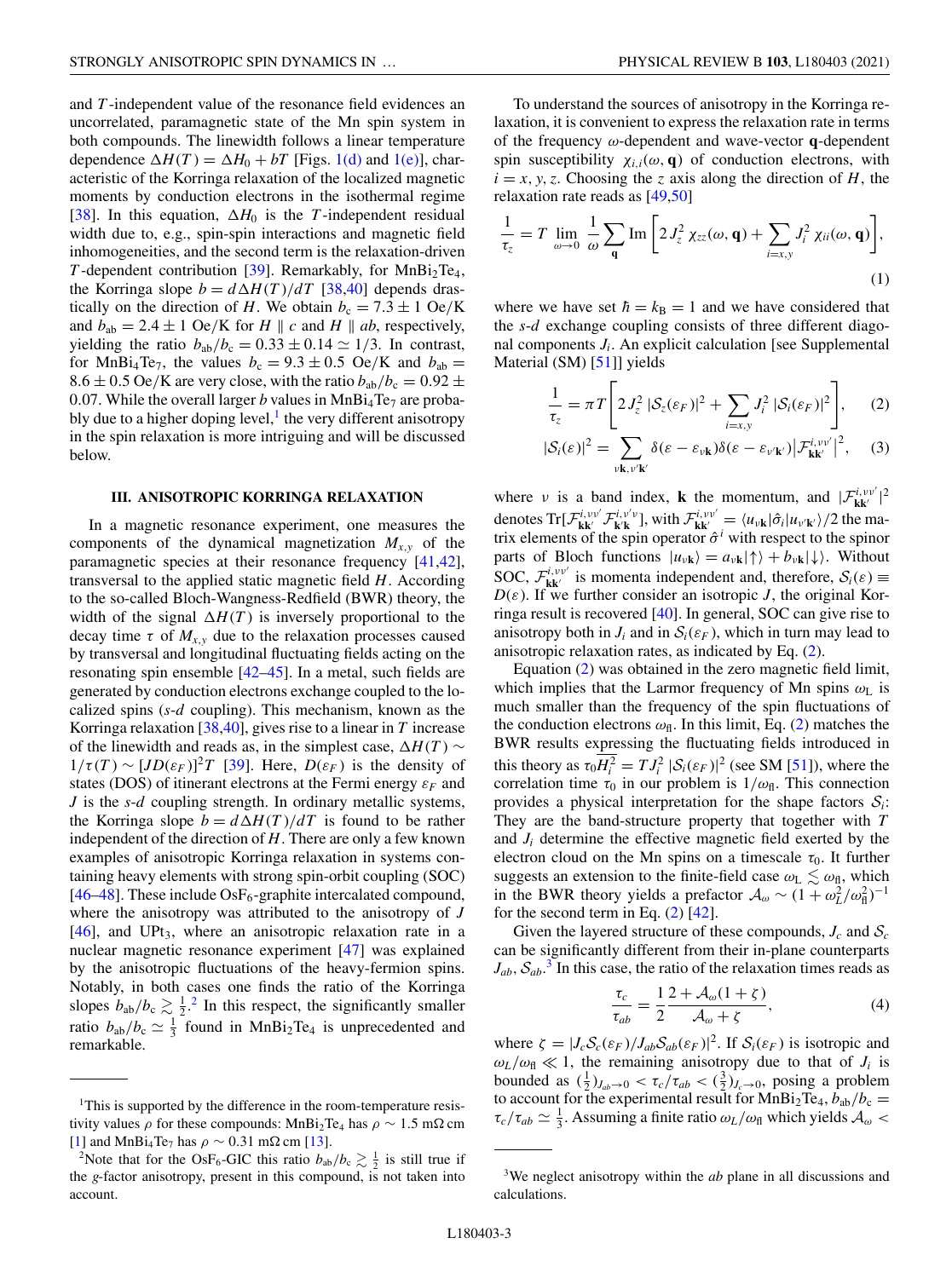and $T$-independent value of the resonance field evidences an uncorrelated, paramagnetic state of the Mn spin system in both compounds. The linewidth follows a linear temperature dependence $\Delta H(T) = \Delta H_0 + bT$ [Figs. 1(d) and 1(e)], characteristic of the Korringa relaxation of the localized magnetic moments by conduction electrons in the isothermal regime [38]. In this equation, $\Delta H_0$ is the $T$-independent residual width due to, e.g., spin-spin interactions and magnetic field inhomogeneities, and the second term is the relaxation-driven $T$-dependent contribution [39]. Remarkably, for $MnBi_2Te_4$, the Korringa slope $b = d\Delta H(T)/dT$ [38,40] depends drastically on the direction of $H$. We obtain $b_c = 7.3 \pm 1$ Oe/K and $b_{ab} = 2.4 \pm 1$ Oe/K for $H \parallel c$ and $H \parallel ab$, respectively, yielding the ratio $b_{ab}/b_c = 0.33 \pm 0.14 \simeq 1/3$. In contrast, for $MnBi_4Te_7$, the values $b_c = 9.3 \pm 0.5$ Oe/K and $b_{ab} = 8.6 \pm 0.5$ Oe/K are very close, with the ratio $b_{ab}/b_c = 0.92 \pm 0.07$. While the overall larger $b$ values in $MnBi_4Te_7$ are probably due to a higher doping level,[1] the very different anisotropy in the spin relaxation is more intriguing and will be discussed below.

## III. ANISOTROPIC KORRINGA RELAXATION

In a magnetic resonance experiment, one measures the components of the dynamical magnetization $M_{x,y}$ of the paramagnetic species at their resonance frequency [41,42], transversal to the applied static magnetic field $H$. According to the so-called Bloch-Wangness-Redfield (BWR) theory, the width of the signal $\Delta H(T)$ is inversely proportional to the decay time $\tau$ of $M_{x,y}$ due to the relaxation processes caused by transversal and longitudinal fluctuating fields acting on the resonating spin ensemble [42–45]. In a metal, such fields are generated by conduction electrons exchange coupled to the localized spins ($s$-$d$ coupling). This mechanism, known as the Korringa relaxation [38,40], gives rise to a linear in $T$ increase of the linewidth and reads as, in the simplest case, $\Delta H(T) \sim 1/\tau(T) \sim [JD(\varepsilon_F)]^2 T$ [39]. Here, $D(\varepsilon_F)$ is the density of states (DOS) of itinerant electrons at the Fermi energy $\varepsilon_F$ and $J$ is the $s$-$d$ coupling strength. In ordinary metallic systems, the Korringa slope $b = d\Delta H(T)/dT$ is found to be rather independent of the direction of $H$. There are only a few known examples of anisotropic Korringa relaxation in systems containing heavy elements with strong spin-orbit coupling (SOC) [46–48]. These include $OsF_6$-graphite intercalated compound, where the anisotropy was attributed to the anisotropy of $J$ [46], and $UPt_3$, where an anisotropic relaxation rate in a nuclear magnetic resonance experiment [47] was explained by the anisotropic fluctuations of the heavy-fermion spins. Notably, in both cases one finds the ratio of the Korringa slopes $b_{ab}/b_c \gtrsim \frac{1}{2}$.[2] In this respect, the significantly smaller ratio $b_{ab}/b_c \simeq \frac{1}{3}$ found in $MnBi_2Te_4$ is unprecedented and remarkable.

[1] This is supported by the difference in the room-temperature resistivity values $\rho$ for these compounds: $MnBi_2Te_4$ has $\rho \sim 1.5$ m$\Omega$ cm [1] and $MnBi_4Te_7$ has $\rho \sim 0.31$ m$\Omega$ cm [13].

[2] Note that for the $OsF_6$-GIC this ratio $b_{ab}/b_c \gtrsim \frac{1}{2}$ is still true if the $g$-factor anisotropy, present in this compound, is not taken into account.

To understand the sources of anisotropy in the Korringa relaxation, it is convenient to express the relaxation rate in terms of the frequency $\omega$-dependent and wave-vector $\mathbf{q}$-dependent spin susceptibility $\chi_{i,i}(\omega, \mathbf{q})$ of conduction electrons, with $i = x, y, z$. Choosing the $z$ axis along the direction of $H$, the relaxation rate reads as [49,50]

$$\frac{1}{\tau_z} = T \lim_{\omega \to 0} \frac{1}{\omega} \sum_{\mathbf{q}} \mathrm{Im}\left[2J_z^2\,\chi_{zz}(\omega, \mathbf{q}) + \sum_{i=x,y} J_i^2\,\chi_{ii}(\omega, \mathbf{q})\right], \tag{1}$$

where we have set $\hbar = k_B = 1$ and we have considered that the $s$-$d$ exchange coupling consists of three different diagonal components $J_i$. An explicit calculation [see Supplemental Material (SM) [51]] yields

$$\frac{1}{\tau_z} = \pi T\left[2J_z^2\,|\mathcal{S}_z(\varepsilon_F)|^2 + \sum_{i=x,y} J_i^2\,|\mathcal{S}_i(\varepsilon_F)|^2\right], \tag{2}$$

$$|\mathcal{S}_i(\varepsilon)|^2 = \sum_{\nu\mathbf{k},\nu'\mathbf{k}'} \delta(\varepsilon - \varepsilon_{\nu\mathbf{k}})\delta(\varepsilon - \varepsilon_{\nu'\mathbf{k}'})\left|\mathcal{F}^{i,\nu\nu'}_{\mathbf{k}\mathbf{k}'}\right|^2, \tag{3}$$

where $\nu$ is a band index, $\mathbf{k}$ the momentum, and $|\mathcal{F}^{i,\nu\nu'}_{\mathbf{k}\mathbf{k}'}|^2$ denotes $\mathrm{Tr}[\mathcal{F}^{i,\nu\nu'}_{\mathbf{k}\mathbf{k}'}\mathcal{F}^{i,\nu'\nu}_{\mathbf{k}'\mathbf{k}}]$, with $\mathcal{F}^{i,\nu\nu'}_{\mathbf{k}\mathbf{k}'} = \langle u_{\nu\mathbf{k}}|\hat{\sigma}_i|u_{\nu'\mathbf{k}'}\rangle/2$ the matrix elements of the spin operator $\hat{\sigma}^i$ with respect to the spinor parts of Bloch functions $|u_{\nu\mathbf{k}}\rangle = a_{\nu\mathbf{k}}|\uparrow\rangle + b_{\nu\mathbf{k}}|\downarrow\rangle$. Without SOC, $\mathcal{F}^{i,\nu\nu'}_{\mathbf{k}\mathbf{k}'}$ is momenta independent and, therefore, $\mathcal{S}_i(\varepsilon) \equiv D(\varepsilon)$. If we further consider an isotropic $J$, the original Korringa result is recovered [40]. In general, SOC can give rise to anisotropy both in $J_i$ and in $\mathcal{S}_i(\varepsilon_F)$, which in turn may lead to anisotropic relaxation rates, as indicated by Eq. (2).

Equation (2) was obtained in the zero magnetic field limit, which implies that the Larmor frequency of Mn spins $\omega_L$ is much smaller than the frequency of the spin fluctuations of the conduction electrons $\omega_{fl}$. In this limit, Eq. (2) matches the BWR results expressing the fluctuating fields introduced in this theory as $\tau_0\overline{H_i^2} = TJ_i^2\,|\mathcal{S}_i(\varepsilon_F)|^2$ (see SM [51]), where the correlation time $\tau_0$ in our problem is $1/\omega_{fl}$. This connection provides a physical interpretation for the shape factors $\mathcal{S}_i$: They are the band-structure property that together with $T$ and $J_i$ determine the effective magnetic field exerted by the electron cloud on the Mn spins on a timescale $\tau_0$. It further suggests an extension to the finite-field case $\omega_L \lesssim \omega_{fl}$, which in the BWR theory yields a prefactor $\mathcal{A}_\omega \sim (1 + \omega_L^2/\omega_{fl}^2)^{-1}$ for the second term in Eq. (2) [42].

Given the layered structure of these compounds, $J_c$ and $\mathcal{S}_c$ can be significantly different from their in-plane counterparts $J_{ab}$, $\mathcal{S}_{ab}$.[3] In this case, the ratio of the relaxation times reads as

$$\frac{\tau_c}{\tau_{ab}} = \frac{1}{2}\frac{2 + \mathcal{A}_\omega(1+\zeta)}{\mathcal{A}_\omega + \zeta}, \tag{4}$$

where $\zeta = |J_c\mathcal{S}_c(\varepsilon_F)/J_{ab}\mathcal{S}_{ab}(\varepsilon_F)|^2$. If $\mathcal{S}_i(\varepsilon_F)$ is isotropic and $\omega_L/\omega_{fl} \ll 1$, the remaining anisotropy due to that of $J_i$ is bounded as $(\frac{1}{2})_{J_{ab}\to 0} < \tau_c/\tau_{ab} < (\frac{3}{2})_{J_c\to 0}$, posing a problem to account for the experimental result for $MnBi_2Te_4$, $b_{ab}/b_c = \tau_c/\tau_{ab} \simeq \frac{1}{3}$. Assuming a finite ratio $\omega_L/\omega_{fl}$ which yields $\mathcal{A}_\omega <$

[3] We neglect anisotropy within the $ab$ plane in all discussions and calculations.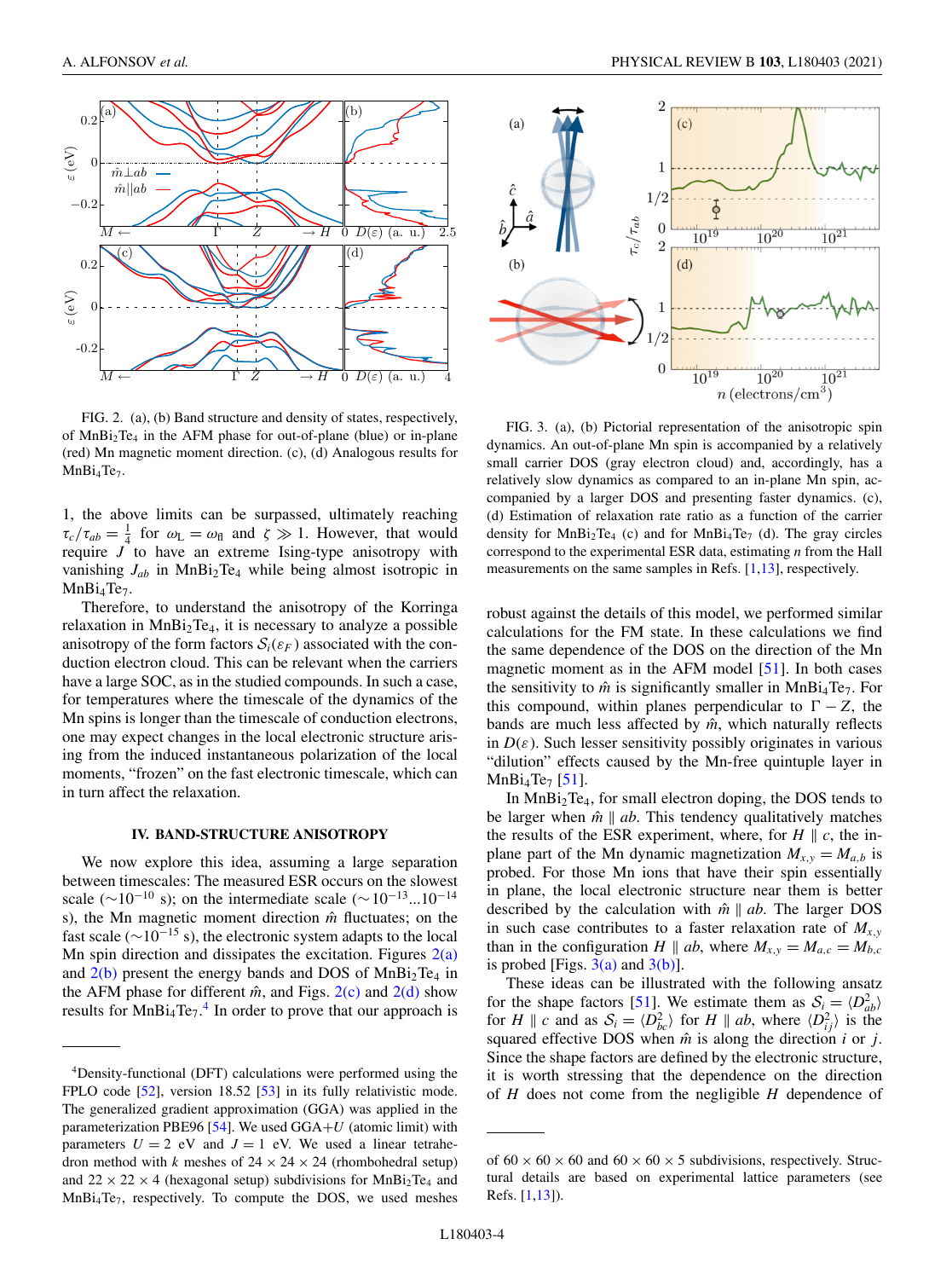FIG. 2. (a), (b) Band structure and density of states, respectively, of $MnBi_2Te_4$ in the AFM phase for out-of-plane (blue) or in-plane (red) Mn magnetic moment direction. (c), (d) Analogous results for $MnBi_4Te_7$.

FIG. 3. (a), (b) Pictorial representation of the anisotropic spin dynamics. An out-of-plane Mn spin is accompanied by a relatively small carrier DOS (gray electron cloud) and, accordingly, has a relatively slow dynamics as compared to an in-plane Mn spin, accompanied by a larger DOS and presenting faster dynamics. (c), (d) Estimation of relaxation rate ratio as a function of the carrier density for $MnBi_2Te_4$ (c) and for $MnBi_4Te_7$ (d). The gray circles correspond to the experimental ESR data, estimating $n$ from the Hall measurements on the same samples in Refs. [1,13], respectively.

1, the above limits can be surpassed, ultimately reaching $\tau_c/\tau_{ab} = \frac{1}{4}$ for $\omega_L = \omega_{fl}$ and $\zeta \gg 1$. However, that would require $J$ to have an extreme Ising-type anisotropy with vanishing $J_{ab}$ in $MnBi_2Te_4$ while being almost isotropic in $MnBi_4Te_7$.

Therefore, to understand the anisotropy of the Korringa relaxation in $MnBi_2Te_4$, it is necessary to analyze a possible anisotropy of the form factors $\mathcal{S}_i(\varepsilon_F)$ associated with the conduction electron cloud. This can be relevant when the carriers have a large SOC, as in the studied compounds. In such a case, for temperatures where the timescale of the dynamics of the Mn spins is longer than the timescale of conduction electrons, one may expect changes in the local electronic structure arising from the induced instantaneous polarization of the local moments, "frozen" on the fast electronic timescale, which can in turn affect the relaxation.

## IV. BAND-STRUCTURE ANISOTROPY

We now explore this idea, assuming a large separation between timescales: The measured ESR occurs on the slowest scale ($\sim 10^{-10}$ s); on the intermediate scale ($\sim 10^{-13}...10^{-14}$ s), the Mn magnetic moment direction $\hat{m}$ fluctuates; on the fast scale ($\sim 10^{-15}$ s), the electronic system adapts to the local Mn spin direction and dissipates the excitation. Figures 2(a) and 2(b) present the energy bands and DOS of $MnBi_2Te_4$ in the AFM phase for different $\hat{m}$, and Figs. 2(c) and 2(d) show results for $MnBi_4Te_7$.[4] In order to prove that our approach is robust against the details of this model, we performed similar calculations for the FM state. In these calculations we find the same dependence of the DOS on the direction of the Mn magnetic moment as in the AFM model [51]. In both cases the sensitivity to $\hat{m}$ is significantly smaller in $MnBi_4Te_7$. For this compound, within planes perpendicular to $\Gamma - Z$, the bands are much less affected by $\hat{m}$, which naturally reflects in $D(\varepsilon)$. Such lesser sensitivity possibly originates in various "dilution" effects caused by the Mn-free quintuple layer in $MnBi_4Te_7$ [51].

In $MnBi_2Te_4$, for small electron doping, the DOS tends to be larger when $\hat{m} \parallel ab$. This tendency qualitatively matches the results of the ESR experiment, where, for $H \parallel c$, the in-plane part of the Mn dynamic magnetization $M_{x,y} = M_{a,b}$ is probed. For those Mn ions that have their spin essentially in plane, the local electronic structure near them is better described by the calculation with $\hat{m} \parallel ab$. The larger DOS in such case contributes to a faster relaxation rate of $M_{x,y}$ than in the configuration $H \parallel ab$, where $M_{x,y} = M_{a,c} = M_{b,c}$ is probed [Figs. 3(a) and 3(b)].

These ideas can be illustrated with the following ansatz for the shape factors [51]. We estimate them as $\mathcal{S}_i = \langle D^2_{ab} \rangle$ for $H \parallel c$ and as $\mathcal{S}_i = \langle D^2_{bc} \rangle$ for $H \parallel ab$, where $\langle D^2_{ij} \rangle$ is the squared effective DOS when $\hat{m}$ is along the direction $i$ or $j$. Since the shape factors are defined by the electronic structure, it is worth stressing that the dependence on the direction of $H$ does not come from the negligible $H$ dependence of

[4] Density-functional (DFT) calculations were performed using the FPLO code [52], version 18.52 [53] in its fully relativistic mode. The generalized gradient approximation (GGA) was applied in the parameterization PBE96 [54]. We used GGA+$U$ (atomic limit) with parameters $U = 2$ eV and $J = 1$ eV. We used a linear tetrahedron method with $k$ meshes of $24 \times 24 \times 24$ (rhombohedral setup) and $22 \times 22 \times 4$ (hexagonal setup) subdivisions for $MnBi_2Te_4$ and $MnBi_4Te_7$, respectively. To compute the DOS, we used meshes of $60 \times 60 \times 60$ and $60 \times 60 \times 5$ subdivisions, respectively. Structural details are based on experimental lattice parameters (see Refs. [1,13]).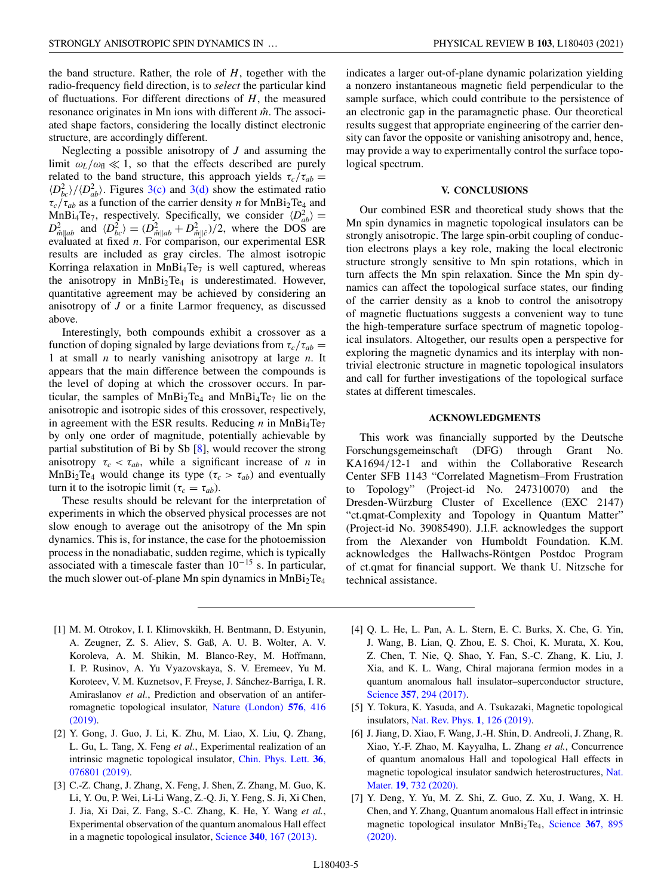the band structure. Rather, the role of $H$, together with the radio-frequency field direction, is to *select* the particular kind of fluctuations. For different directions of $H$, the measured resonance originates in Mn ions with different $\hat{m}$. The associated shape factors, considering the locally distinct electronic structure, are accordingly different.

Neglecting a possible anisotropy of $J$ and assuming the limit $\omega_L/\omega_{\text{fl}} \ll 1$, so that the effects described are purely related to the band structure, this approach yields $\tau_c/\tau_{ab} = \langle D_{bc}^2 \rangle / \langle D_{ab}^2 \rangle$. Figures 3(c) and 3(d) show the estimated ratio $\tau_c/\tau_{ab}$ as a function of the carrier density $n$ for $MnBi_2Te_4$ and $MnBi_4Te_7$, respectively. Specifically, we consider $\langle D_{ab}^2 \rangle = D_{\hat{m}\parallel ab}^2$ and $\langle D_{bc}^2 \rangle = (D_{\hat{m}\parallel ab}^2 + D_{\hat{m}\parallel \hat{c}}^2)/2$, where the DOS are evaluated at fixed $n$. For comparison, our experimental ESR results are included as gray circles. The almost isotropic Korringa relaxation in $MnBi_4Te_7$ is well captured, whereas the anisotropy in $MnBi_2Te_4$ is underestimated. However, quantitative agreement may be achieved by considering an anisotropy of $J$ or a finite Larmor frequency, as discussed above.

Interestingly, both compounds exhibit a crossover as a function of doping signaled by large deviations from $\tau_c/\tau_{ab} = 1$ at small $n$ to nearly vanishing anisotropy at large $n$. It appears that the main difference between the compounds is the level of doping at which the crossover occurs. In particular, the samples of $MnBi_2Te_4$ and $MnBi_4Te_7$ lie on the anisotropic and isotropic sides of this crossover, respectively, in agreement with the ESR results. Reducing $n$ in $MnBi_4Te_7$ by only one order of magnitude, potentially achievable by partial substitution of Bi by Sb [8], would recover the strong anisotropy $\tau_c < \tau_{ab}$, while a significant increase of $n$ in $MnBi_2Te_4$ would change its type ($\tau_c > \tau_{ab}$) and eventually turn it to the isotropic limit ($\tau_c = \tau_{ab}$).

These results should be relevant for the interpretation of experiments in which the observed physical processes are not slow enough to average out the anisotropy of the Mn spin dynamics. This is, for instance, the case for the photoemission process in the nonadiabatic, sudden regime, which is typically associated with a timescale faster than $10^{-15}$ s. In particular, the much slower out-of-plane Mn spin dynamics in $MnBi_2Te_4$ indicates a larger out-of-plane dynamic polarization yielding a nonzero instantaneous magnetic field perpendicular to the sample surface, which could contribute to the persistence of an electronic gap in the paramagnetic phase. Our theoretical results suggest that appropriate engineering of the carrier density can favor the opposite or vanishing anisotropy and, hence, may provide a way to experimentally control the surface topological spectrum.

## V. CONCLUSIONS

Our combined ESR and theoretical study shows that the Mn spin dynamics in magnetic topological insulators can be strongly anisotropic. The large spin-orbit coupling of conduction electrons plays a key role, making the local electronic structure strongly sensitive to Mn spin rotations, which in turn affects the Mn spin relaxation. Since the Mn spin dynamics can affect the topological surface states, our finding of the carrier density as a knob to control the anisotropy of magnetic fluctuations suggests a convenient way to tune the high-temperature surface spectrum of magnetic topological insulators. Altogether, our results open a perspective for exploring the magnetic dynamics and its interplay with nontrivial electronic structure in magnetic topological insulators and call for further investigations of the topological surface states at different timescales.

## ACKNOWLEDGMENTS

This work was financially supported by the Deutsche Forschungsgemeinschaft (DFG) through Grant No. KA1694/12-1 and within the Collaborative Research Center SFB 1143 "Correlated Magnetism–From Frustration to Topology" (Project-id No. 247310070) and the Dresden-Würzburg Cluster of Excellence (EXC 2147) "ct.qmat-Complexity and Topology in Quantum Matter" (Project-id No. 39085490). J.I.F. acknowledges the support from the Alexander von Humboldt Foundation. K.M. acknowledges the Hallwachs-Röntgen Postdoc Program of ct.qmat for financial support. We thank U. Nitzsche for technical assistance.

---

[1] M. M. Otrokov, I. I. Klimovskikh, H. Bentmann, D. Estyunin, A. Zeugner, Z. S. Aliev, S. Gaß, A. U. B. Wolter, A. V. Koroleva, A. M. Shikin, M. Blanco-Rey, M. Hoffmann, I. P. Rusinov, A. Yu Vyazovskaya, S. V. Eremeev, Yu M. Koroteev, V. M. Kuznetsov, F. Freyse, J. Sánchez-Barriga, I. R. Amiraslanov *et al.*, Prediction and observation of an antiferromagnetic topological insulator, Nature (London) **576**, 416 (2019).

[2] Y. Gong, J. Guo, J. Li, K. Zhu, M. Liao, X. Liu, Q. Zhang, L. Gu, L. Tang, X. Feng *et al.*, Experimental realization of an intrinsic magnetic topological insulator, Chin. Phys. Lett. **36**, 076801 (2019).

[3] C.-Z. Chang, J. Zhang, X. Feng, J. Shen, Z. Zhang, M. Guo, K. Li, Y. Ou, P. Wei, Li-Li Wang, Z.-Q. Ji, Y. Feng, S. Ji, Xi Chen, J. Jia, Xi Dai, Z. Fang, S.-C. Zhang, K. He, Y. Wang *et al.*, Experimental observation of the quantum anomalous Hall effect in a magnetic topological insulator, Science **340**, 167 (2013).

[4] Q. L. He, L. Pan, A. L. Stern, E. C. Burks, X. Che, G. Yin, J. Wang, B. Lian, Q. Zhou, E. S. Choi, K. Murata, X. Kou, Z. Chen, T. Nie, Q. Shao, Y. Fan, S.-C. Zhang, K. Liu, J. Xia, and K. L. Wang, Chiral majorana fermion modes in a quantum anomalous hall insulator–superconductor structure, Science **357**, 294 (2017).

[5] Y. Tokura, K. Yasuda, and A. Tsukazaki, Magnetic topological insulators, Nat. Rev. Phys. **1**, 126 (2019).

[6] J. Jiang, D. Xiao, F. Wang, J.-H. Shin, D. Andreoli, J. Zhang, R. Xiao, Y.-F. Zhao, M. Kayyalha, L. Zhang *et al.*, Concurrence of quantum anomalous Hall and topological Hall effects in magnetic topological insulator sandwich heterostructures, Nat. Mater. **19**, 732 (2020).

[7] Y. Deng, Y. Yu, M. Z. Shi, Z. Guo, Z. Xu, J. Wang, X. H. Chen, and Y. Zhang, Quantum anomalous Hall effect in intrinsic magnetic topological insulator $MnBi_2Te_4$, Science **367**, 895 (2020).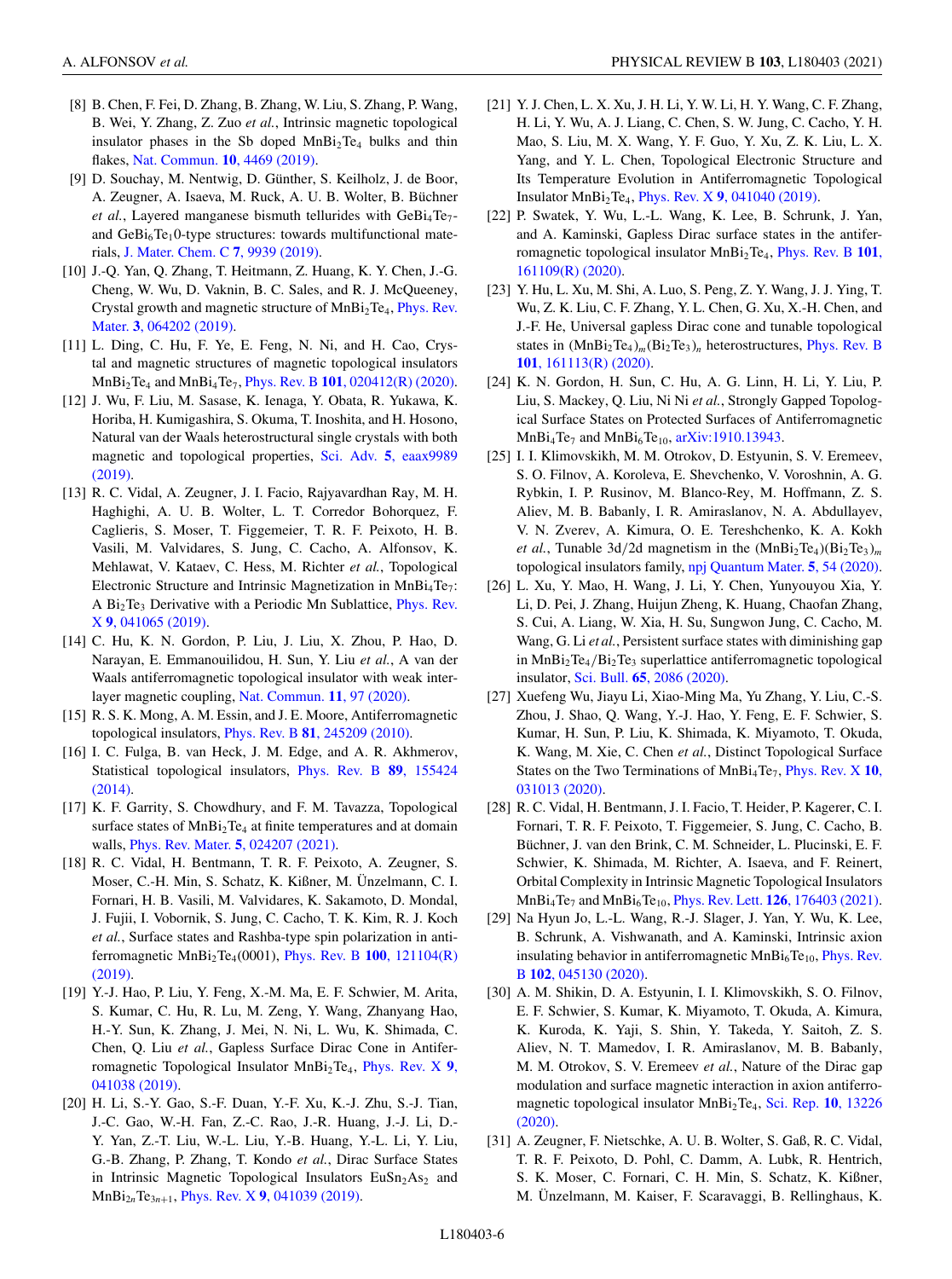[8] B. Chen, F. Fei, D. Zhang, B. Zhang, W. Liu, S. Zhang, P. Wang, B. Wei, Y. Zhang, Z. Zuo *et al.*, Intrinsic magnetic topological insulator phases in the Sb doped $MnBi_2Te_4$ bulks and thin flakes, Nat. Commun. **10**, 4469 (2019).

[9] D. Souchay, M. Nentwig, D. Günther, S. Keilholz, J. de Boor, A. Zeugner, A. Isaeva, M. Ruck, A. U. B. Wolter, B. Büchner *et al.*, Layered manganese bismuth tellurides with $GeBi_4Te_7$- and $GeBi_6Te_10$-type structures: towards multifunctional materials, J. Mater. Chem. C **7**, 9939 (2019).

[10] J.-Q. Yan, Q. Zhang, T. Heitmann, Z. Huang, K. Y. Chen, J.-G. Cheng, W. Wu, D. Vaknin, B. C. Sales, and R. J. McQueeney, Crystal growth and magnetic structure of $MnBi_2Te_4$, Phys. Rev. Mater. **3**, 064202 (2019).

[11] L. Ding, C. Hu, F. Ye, E. Feng, N. Ni, and H. Cao, Crystal and magnetic structures of magnetic topological insulators $MnBi_2Te_4$ and $MnBi_4Te_7$, Phys. Rev. B **101**, 020412(R) (2020).

[12] J. Wu, F. Liu, M. Sasase, K. Ienaga, Y. Obata, R. Yukawa, K. Horiba, H. Kumigashira, S. Okuma, T. Inoshita, and H. Hosono, Natural van der Waals heterostructural single crystals with both magnetic and topological properties, Sci. Adv. **5**, eaax9989 (2019).

[13] R. C. Vidal, A. Zeugner, J. I. Facio, Rajyavardhan Ray, M. H. Haghighi, A. U. B. Wolter, L. T. Corredor Bohorquez, F. Caglieris, S. Moser, T. Figgemeier, T. R. F. Peixoto, H. B. Vasili, M. Valvidares, S. Jung, C. Cacho, A. Alfonsov, K. Mehlawat, V. Kataev, C. Hess, M. Richter *et al.*, Topological Electronic Structure and Intrinsic Magnetization in $MnBi_4Te_7$: A $Bi_2Te_3$ Derivative with a Periodic Mn Sublattice, Phys. Rev. X **9**, 041065 (2019).

[14] C. Hu, K. N. Gordon, P. Liu, J. Liu, X. Zhou, P. Hao, D. Narayan, E. Emmanouilidou, H. Sun, Y. Liu *et al.*, A van der Waals antiferromagnetic topological insulator with weak interlayer magnetic coupling, Nat. Commun. **11**, 97 (2020).

[15] R. S. K. Mong, A. M. Essin, and J. E. Moore, Antiferromagnetic topological insulators, Phys. Rev. B **81**, 245209 (2010).

[16] I. C. Fulga, B. van Heck, J. M. Edge, and A. R. Akhmerov, Statistical topological insulators, Phys. Rev. B **89**, 155424 (2014).

[17] K. F. Garrity, S. Chowdhury, and F. M. Tavazza, Topological surface states of $MnBi_2Te_4$ at finite temperatures and at domain walls, Phys. Rev. Mater. **5**, 024207 (2021).

[18] R. C. Vidal, H. Bentmann, T. R. F. Peixoto, A. Zeugner, S. Moser, C.-H. Min, S. Schatz, K. Kißner, M. Ünzelmann, C. I. Fornari, H. B. Vasili, M. Valvidares, K. Sakamoto, D. Mondal, J. Fujii, I. Vobornik, S. Jung, C. Cacho, T. K. Kim, R. J. Koch *et al.*, Surface states and Rashba-type spin polarization in antiferromagnetic $MnBi_2Te_4$(0001), Phys. Rev. B **100**, 121104(R) (2019).

[19] Y.-J. Hao, P. Liu, Y. Feng, X.-M. Ma, E. F. Schwier, M. Arita, S. Kumar, C. Hu, R. Lu, M. Zeng, Y. Wang, Zhanyang Hao, H.-Y. Sun, K. Zhang, J. Mei, N. Ni, L. Wu, K. Shimada, C. Chen, Q. Liu *et al.*, Gapless Surface Dirac Cone in Antiferromagnetic Topological Insulator $MnBi_2Te_4$, Phys. Rev. X **9**, 041038 (2019).

[20] H. Li, S.-Y. Gao, S.-F. Duan, Y.-F. Xu, K.-J. Zhu, S.-J. Tian, J.-C. Gao, W.-H. Fan, Z.-C. Rao, J.-R. Huang, J.-J. Li, D.-Y. Yan, Z.-T. Liu, W.-L. Liu, Y.-B. Huang, Y.-L. Li, Y. Liu, G.-B. Zhang, P. Zhang, T. Kondo *et al.*, Dirac Surface States in Intrinsic Magnetic Topological Insulators $EuSn_2As_2$ and $MnBi_{2n}Te_{3n+1}$, Phys. Rev. X **9**, 041039 (2019).

[21] Y. J. Chen, L. X. Xu, J. H. Li, Y. W. Li, H. Y. Wang, C. F. Zhang, H. Li, Y. Wu, A. J. Liang, C. Chen, S. W. Jung, C. Cacho, Y. H. Mao, S. Liu, M. X. Wang, Y. F. Guo, Y. Xu, Z. K. Liu, L. X. Yang, and Y. L. Chen, Topological Electronic Structure and Its Temperature Evolution in Antiferromagnetic Topological Insulator $MnBi_2Te_4$, Phys. Rev. X **9**, 041040 (2019).

[22] P. Swatek, Y. Wu, L.-L. Wang, K. Lee, B. Schrunk, J. Yan, and A. Kaminski, Gapless Dirac surface states in the antiferromagnetic topological insulator $MnBi_2Te_4$, Phys. Rev. B **101**, 161109(R) (2020).

[23] Y. Hu, L. Xu, M. Shi, A. Luo, S. Peng, Z. Y. Wang, J. J. Ying, T. Wu, Z. K. Liu, C. F. Zhang, Y. L. Chen, G. Xu, X.-H. Chen, and J.-F. He, Universal gapless Dirac cone and tunable topological states in $(MnBi_2Te_4)_m(Bi_2Te_3)_n$ heterostructures, Phys. Rev. B **101**, 161113(R) (2020).

[24] K. N. Gordon, H. Sun, C. Hu, A. G. Linn, H. Li, Y. Liu, P. Liu, S. Mackey, Q. Liu, Ni Ni *et al.*, Strongly Gapped Topological Surface States on Protected Surfaces of Antiferromagnetic $MnBi_4Te_7$ and $MnBi_6Te_{10}$, arXiv:1910.13943.

[25] I. I. Klimovskikh, M. M. Otrokov, D. Estyunin, S. V. Eremeev, S. O. Filnov, A. Koroleva, E. Shevchenko, V. Voroshnin, A. G. Rybkin, I. P. Rusinov, M. Blanco-Rey, M. Hoffmann, Z. S. Aliev, M. B. Babanly, I. R. Amiraslanov, N. A. Abdullayev, V. N. Zverev, A. Kimura, O. E. Tereshchenko, K. A. Kokh *et al.*, Tunable 3d/2d magnetism in the $(MnBi_2Te_4)(Bi_2Te_3)_m$ topological insulators family, npj Quantum Mater. **5**, 54 (2020).

[26] L. Xu, Y. Mao, H. Wang, J. Li, Y. Chen, Yunyouyou Xia, Y. Li, D. Pei, J. Zhang, Huijun Zheng, K. Huang, Chaofan Zhang, S. Cui, A. Liang, W. Xia, H. Su, Sungwon Jung, C. Cacho, M. Wang, G. Li *et al.*, Persistent surface states with diminishing gap in $MnBi_2Te_4/Bi_2Te_3$ superlattice antiferromagnetic topological insulator, Sci. Bull. **65**, 2086 (2020).

[27] Xuefeng Wu, Jiayu Li, Xiao-Ming Ma, Yu Zhang, Y. Liu, C.-S. Zhou, J. Shao, Q. Wang, Y.-J. Hao, Y. Feng, E. F. Schwier, S. Kumar, H. Sun, P. Liu, K. Shimada, K. Miyamoto, T. Okuda, K. Wang, M. Xie, C. Chen *et al.*, Distinct Topological Surface States on the Two Terminations of $MnBi_4Te_7$, Phys. Rev. X **10**, 031013 (2020).

[28] R. C. Vidal, H. Bentmann, J. I. Facio, T. Heider, P. Kagerer, C. I. Fornari, T. R. F. Peixoto, T. Figgemeier, S. Jung, C. Cacho, B. Büchner, J. van den Brink, C. M. Schneider, L. Plucinski, E. F. Schwier, K. Shimada, M. Richter, A. Isaeva, and F. Reinert, Orbital Complexity in Intrinsic Magnetic Topological Insulators $MnBi_4Te_7$ and $MnBi_6Te_{10}$, Phys. Rev. Lett. **126**, 176403 (2021).

[29] Na Hyun Jo, L.-L. Wang, R.-J. Slager, J. Yan, Y. Wu, K. Lee, B. Schrunk, A. Vishwanath, and A. Kaminski, Intrinsic axion insulating behavior in antiferromagnetic $MnBi_6Te_{10}$, Phys. Rev. B **102**, 045130 (2020).

[30] A. M. Shikin, D. A. Estyunin, I. I. Klimovskikh, S. O. Filnov, E. F. Schwier, S. Kumar, K. Miyamoto, T. Okuda, A. Kimura, K. Kuroda, K. Yaji, S. Shin, Y. Takeda, Y. Saitoh, Z. S. Aliev, N. T. Mamedov, I. R. Amiraslanov, M. B. Babanly, M. M. Otrokov, S. V. Eremeev *et al.*, Nature of the Dirac gap modulation and surface magnetic interaction in axion antiferromagnetic topological insulator $MnBi_2Te_4$, Sci. Rep. **10**, 13226 (2020).

[31] A. Zeugner, F. Nietschke, A. U. B. Wolter, S. Gaß, R. C. Vidal, T. R. F. Peixoto, D. Pohl, C. Damm, A. Lubk, R. Hentrich, S. K. Moser, C. Fornari, C. H. Min, S. Schatz, K. Kißner, M. Ünzelmann, M. Kaiser, F. Scaravaggi, B. Rellinghaus, K.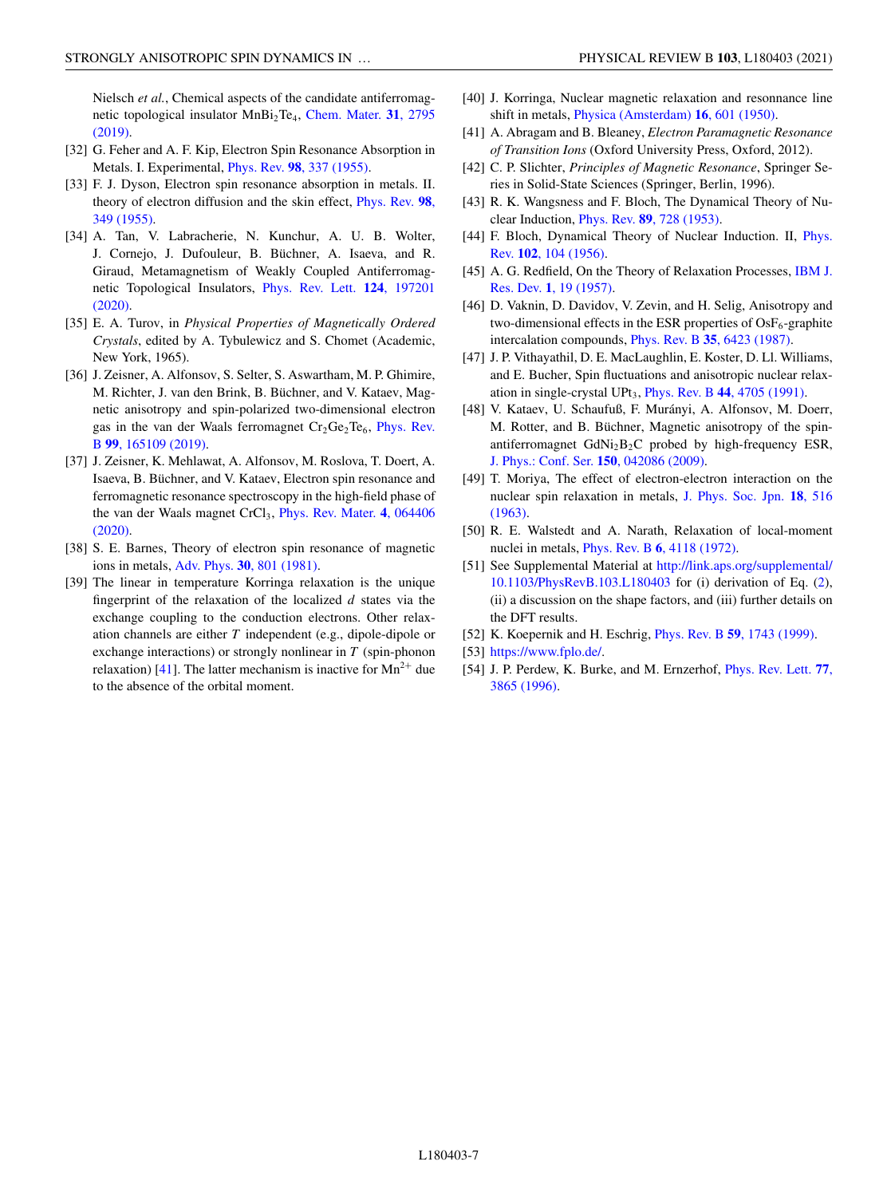Nielsch *et al.*, Chemical aspects of the candidate antiferromagnetic topological insulator $MnBi_2Te_4$, Chem. Mater. **31**, 2795 (2019).

[32] G. Feher and A. F. Kip, Electron Spin Resonance Absorption in Metals. I. Experimental, Phys. Rev. **98**, 337 (1955).

[33] F. J. Dyson, Electron spin resonance absorption in metals. II. theory of electron diffusion and the skin effect, Phys. Rev. **98**, 349 (1955).

[34] A. Tan, V. Labracherie, N. Kunchur, A. U. B. Wolter, J. Cornejo, J. Dufouleur, B. Büchner, A. Isaeva, and R. Giraud, Metamagnetism of Weakly Coupled Antiferromagnetic Topological Insulators, Phys. Rev. Lett. **124**, 197201 (2020).

[35] E. A. Turov, in *Physical Properties of Magnetically Ordered Crystals*, edited by A. Tybulewicz and S. Chomet (Academic, New York, 1965).

[36] J. Zeisner, A. Alfonsov, S. Selter, S. Aswartham, M. P. Ghimire, M. Richter, J. van den Brink, B. Büchner, and V. Kataev, Magnetic anisotropy and spin-polarized two-dimensional electron gas in the van der Waals ferromagnet $Cr_2Ge_2Te_6$, Phys. Rev. B **99**, 165109 (2019).

[37] J. Zeisner, K. Mehlawat, A. Alfonsov, M. Roslova, T. Doert, A. Isaeva, B. Büchner, and V. Kataev, Electron spin resonance and ferromagnetic resonance spectroscopy in the high-field phase of the van der Waals magnet $CrCl_3$, Phys. Rev. Mater. **4**, 064406 (2020).

[38] S. E. Barnes, Theory of electron spin resonance of magnetic ions in metals, Adv. Phys. **30**, 801 (1981).

[39] The linear in temperature Korringa relaxation is the unique fingerprint of the relaxation of the localized $d$ states via the exchange coupling to the conduction electrons. Other relaxation channels are either $T$ independent (e.g., dipole-dipole or exchange interactions) or strongly nonlinear in $T$ (spin-phonon relaxation) [41]. The latter mechanism is inactive for $Mn^{2+}$ due to the absence of the orbital moment.

[40] J. Korringa, Nuclear magnetic relaxation and resonance line shift in metals, Physica (Amsterdam) **16**, 601 (1950).

[41] A. Abragam and B. Bleaney, *Electron Paramagnetic Resonance of Transition Ions* (Oxford University Press, Oxford, 2012).

[42] C. P. Slichter, *Principles of Magnetic Resonance*, Springer Series in Solid-State Sciences (Springer, Berlin, 1996).

[43] R. K. Wangsness and F. Bloch, The Dynamical Theory of Nuclear Induction, Phys. Rev. **89**, 728 (1953).

[44] F. Bloch, Dynamical Theory of Nuclear Induction. II, Phys. Rev. **102**, 104 (1956).

[45] A. G. Redfield, On the Theory of Relaxation Processes, IBM J. Res. Dev. **1**, 19 (1957).

[46] D. Vaknin, D. Davidov, V. Zevin, and H. Selig, Anisotropy and two-dimensional effects in the ESR properties of $OsF_6$-graphite intercalation compounds, Phys. Rev. B **35**, 6423 (1987).

[47] J. P. Vithayathil, D. E. MacLaughlin, E. Koster, D. Ll. Williams, and E. Bucher, Spin fluctuations and anisotropic nuclear relaxation in single-crystal $UPt_3$, Phys. Rev. B **44**, 4705 (1991).

[48] V. Kataev, U. Schaufuß, F. Murányi, A. Alfonsov, M. Doerr, M. Rotter, and B. Büchner, Magnetic anisotropy of the spin-antiferromagnet $GdNi_2B_2C$ probed by high-frequency ESR, J. Phys.: Conf. Ser. **150**, 042086 (2009).

[49] T. Moriya, The effect of electron-electron interaction on the nuclear spin relaxation in metals, J. Phys. Soc. Jpn. **18**, 516 (1963).

[50] R. E. Walstedt and A. Narath, Relaxation of local-moment nuclei in metals, Phys. Rev. B **6**, 4118 (1972).

[51] See Supplemental Material at http://link.aps.org/supplemental/10.1103/PhysRevB.103.L180403 for (i) derivation of Eq. (2), (ii) a discussion on the shape factors, and (iii) further details on the DFT results.

[52] K. Koepernik and H. Eschrig, Phys. Rev. B **59**, 1743 (1999).

[53] https://www.fplo.de/.

[54] J. P. Perdew, K. Burke, and M. Ernzerhof, Phys. Rev. Lett. **77**, 3865 (1996).